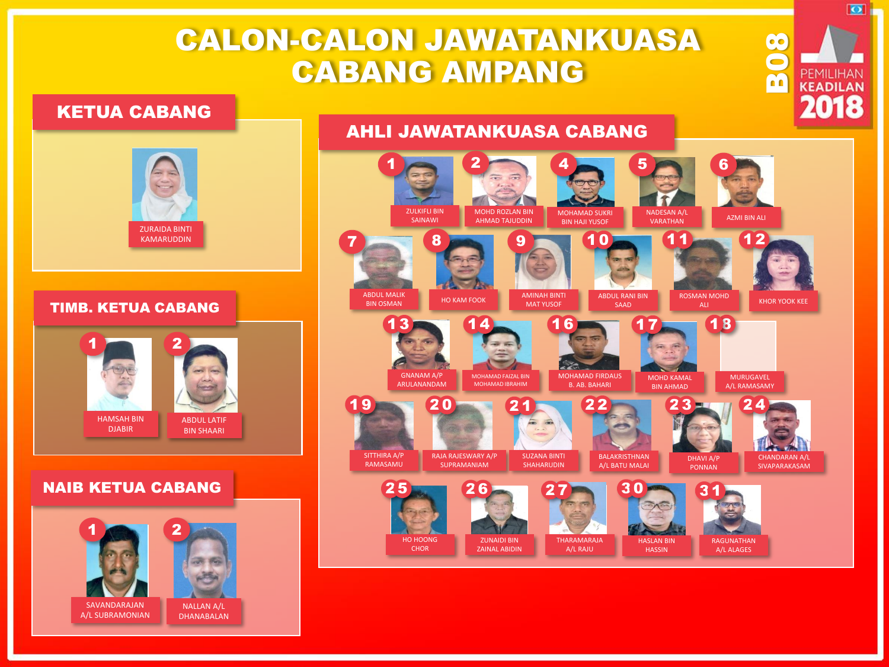# CALON-CALON JAWATANKUASA CABANG AMPANG

B08 PEMILIHAN KEADILAN 2018

## KETUA CABANG

ZURAIDA BINTI KAMARUDDIN

## TIMB. KETUA CABANG

1. HAMSAH BIN DJABIR
2. ABDUL LATIF BIN SHAARI

## NAIB KETUA CABANG

1. SAVANDARAJAN A/L SUBRAMONIAN
2. NALLAN A/L DHANABALAN

## AHLI JAWATANKUASA CABANG

1. ZULKIFLI BIN SAINAWI
2. MOHD ROZLAN BIN AHMAD TAJUDDIN
4. MOHAMAD SUKRI BIN HAJI YUSOF
5. NADESAN A/L VARATHAN
6. AZMI BIN ALI
7. ABDUL MALIK BIN OSMAN
8. HO KAM FOOK
9. AMINAH BINTI MAT YUSOF
10. ABDUL RANI BIN SAAD
11. ROSMAN MOHD ALI
12. KHOR YOOK KEE
13. GNANAM A/P ARULANANDAM
14. MOHAMAD FAIZAL BIN MOHAMAD IBRAHIM
16. MOHAMAD FIRDAUS B. AB. BAHARI
17. MOHD KAMAL BIN AHMAD
18. MURUGAVEL A/L RAMASAMY
19. SITTHIRA A/P RAMASAMU
20. RAJA RAJESWARY A/P SUPRAMANIAM
21. SUZANA BINTI SHAHARUDIN
22. BALAKRISTHNAN A/L BATU MALAI
23. DHAVI A/P PONNAN
24. CHANDARAN A/L SIVAPARAKASAM
25. HO HOONG CHOR
26. ZUNAIDI BIN ZAINAL ABIDIN
27. THARAMARAJA A/L RAJU
30. HASLAN BIN HASSIN
31. RAGUNATHAN A/L ALAGES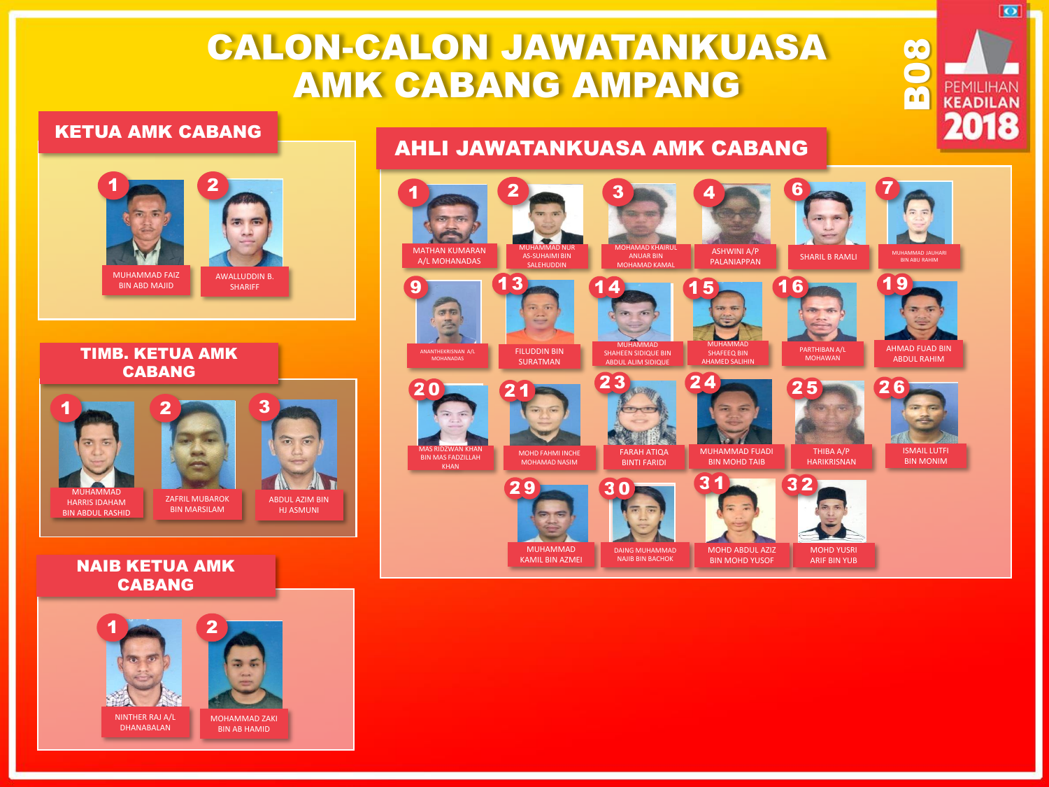# CALON-CALON JAWATANKUASA AMK CABANG AMPANG

B08 PEMILIHAN KEADILAN 2018

## KETUA AMK CABANG

1. MUHAMMAD FAIZ BIN ABD MAJID
2. AWALLUDDIN B. SHARIFF

## TIMB. KETUA AMK CABANG

1. MUHAMMAD HARRIS IDAHAM BIN ABDUL RASHID
2. ZAFRIL MUBAROK BIN MARSILAM
3. ABDUL AZIM BIN HJ ASMUNI

## NAIB KETUA AMK CABANG

1. NINTHER RAJ A/L DHANABALAN
2. MOHAMMAD ZAKI BIN AB HAMID

## AHLI JAWATANKUASA AMK CABANG

1. MATHAN KUMARAN A/L MOHANADAS
2. MUHAMMAD NUR AS-SUHAIMI BIN SALEHUDDIN
3. MOHAMAD KHAIRUL ANUAR BIN MOHAMAD KAMAL
4. ASHWINI A/P PALANIAPPAN
6. SHARIL B RAMLI
7. MUHAMMAD JAUHARI BIN ABU RAHIM
9. ANANTHEKRISNAN A/L MOHANADAS
13. FILUDDIN BIN SURATMAN
14. MUHAMMAD SHAHEEN SIDIQUE BIN ABDUL ALIM SIDIQUE
15. MUHAMMAD SHAFEEQ BIN AHAMED SALIHIN
16. PARTHIBAN A/L MOHAWAN
19. AHMAD FUAD BIN ABDUL RAHIM
20. MAS RIDZWAN KHAN BIN MAS FADZILLAH KHAN
21. MOHD FAHMI INCHE MOHAMAD NASIM
23. FARAH ATIQA BINTI FARIDI
24. MUHAMMAD FUADI BIN MOHD TAIB
25. THIBA A/P HARIKRISNAN
26. ISMAIL LUTFI BIN MONIM
29. MUHAMMAD KAMIL BIN AZMEI
30. DAING MUHAMMAD NAJIB BIN BACHOK
31. MOHD ABDUL AZIZ BIN MOHD YUSOF
32. MOHD YUSRI ARIF BIN YUB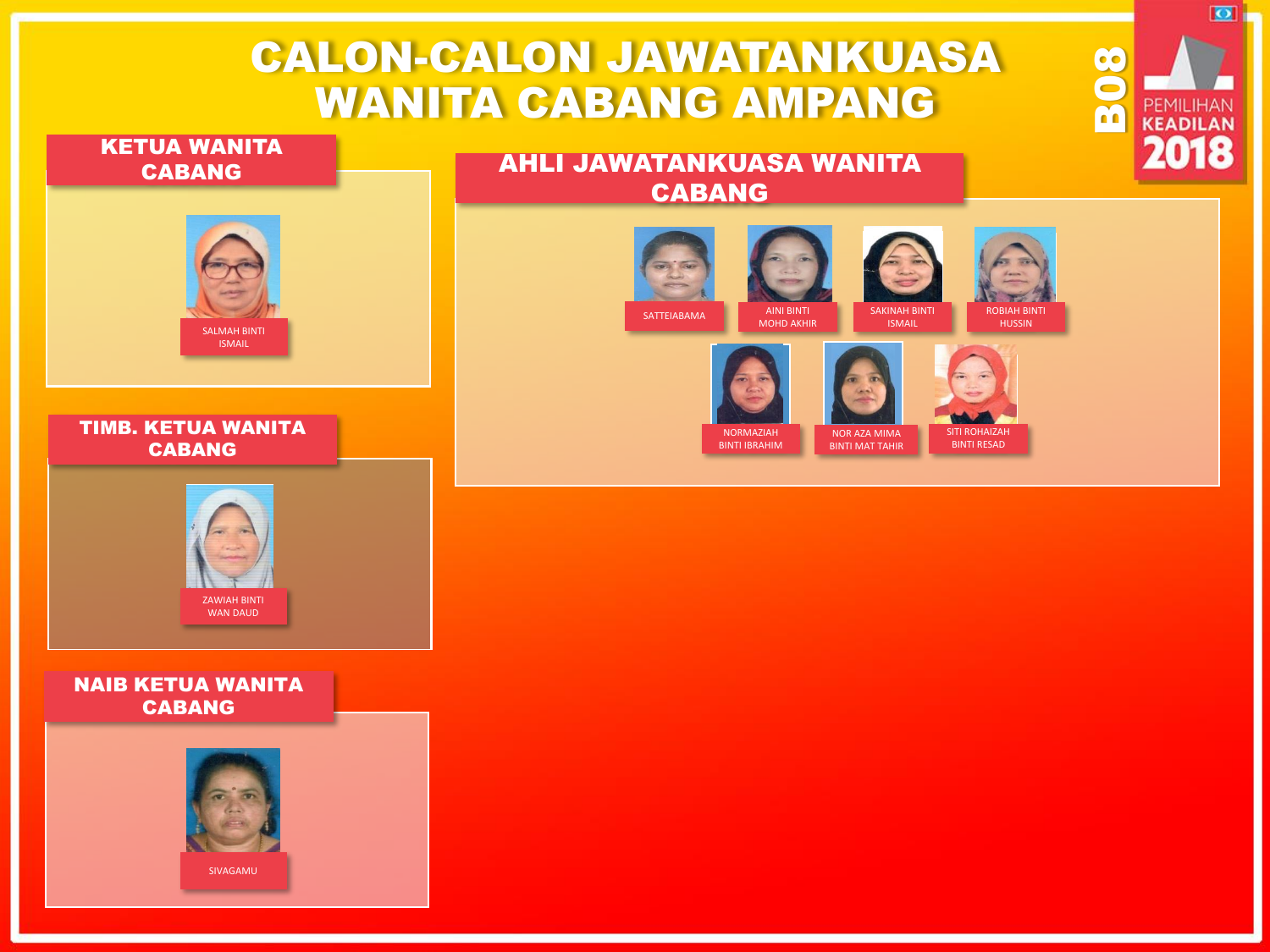# CALON-CALON JAWATANKUASA WANITA CABANG AMPANG

B08

PEMILIHAN KEADILAN 2018

## KETUA WANITA CABANG

SALMAH BINTI ISMAIL

## TIMB. KETUA WANITA CABANG

ZAWIAH BINTI WAN DAUD

## NAIB KETUA WANITA CABANG

SIVAGAMU

## AHLI JAWATANKUASA WANITA CABANG

SATTEIABAMA

AINI BINTI MOHD AKHIR

SAKINAH BINTI ISMAIL

ROBIAH BINTI HUSSIN

NORMAZIAH BINTI IBRAHIM

NOR AZA MIMA BINTI MAT TAHIR

SITI ROHAIZAH BINTI RESAD